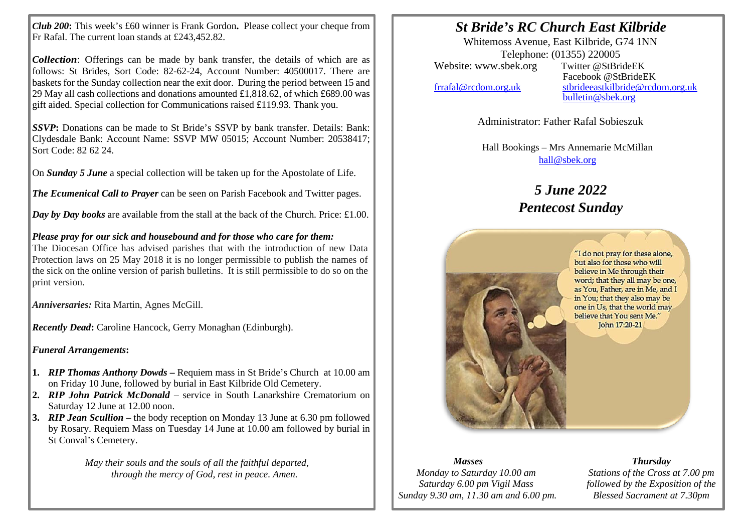***Club 200*:** This week's £60 winner is Frank Gordon**.** Please collect your cheque from Fr Rafal. The current loan stands at £243,452.82.

***Collection***: Offerings can be made by bank transfer, the details of which are as follows: St Brides, Sort Code: 82-62-24, Account Number: 40500017. There are baskets for the Sunday collection near the exit door. During the period between 15 and 29 May all cash collections and donations amounted £1,818.62, of which £689.00 was gift aided. Special collection for Communications raised £119.93. Thank you.

***SSVP*:** Donations can be made to St Bride's SSVP by bank transfer. Details: Bank: Clydesdale Bank: Account Name: SSVP MW 05015; Account Number: 20538417; Sort Code: 82 62 24.

On ***Sunday 5 June*** a special collection will be taken up for the Apostolate of Life.

***The Ecumenical Call to Prayer*** can be seen on Parish Facebook and Twitter pages.

***Day by Day books*** are available from the stall at the back of the Church. Price: £1.00.

***Please pray for our sick and housebound and for those who care for them:***
The Diocesan Office has advised parishes that with the introduction of new Data Protection laws on 25 May 2018 it is no longer permissible to publish the names of the sick on the online version of parish bulletins. It is still permissible to do so on the print version.

***Anniversaries:*** Rita Martin, Agnes McGill.

***Recently Dead*:** Caroline Hancock, Gerry Monaghan (Edinburgh).

***Funeral Arrangements*:**

1. ***RIP Thomas Anthony Dowds –*** Requiem mass in St Bride's Church at 10.00 am on Friday 10 June, followed by burial in East Kilbride Old Cemetery.
2. ***RIP John Patrick McDonald*** – service in South Lanarkshire Crematorium on Saturday 12 June at 12.00 noon.
3. ***RIP Jean Scullion*** – the body reception on Monday 13 June at 6.30 pm followed by Rosary. Requiem Mass on Tuesday 14 June at 10.00 am followed by burial in St Conval's Cemetery.

*May their souls and the souls of all the faithful departed, through the mercy of God, rest in peace. Amen.*

# *St Bride's RC Church East Kilbride*

Whitemoss Avenue, East Kilbride, G74 1NN
Telephone: (01355) 220005
Website: www.sbek.org
Twitter @StBrideEK
Facebook @StBrideEK
frrafal@rcdom.org.uk
stbrideeastkilbride@rcdom.org.uk
bulletin@sbek.org

Administrator: Father Rafal Sobieszuk

Hall Bookings – Mrs Annemarie McMillan
hall@sbek.org

## *5 June 2022*
## *Pentecost Sunday*

"I do not pray for these alone, but also for those who will believe in Me through their word; that they all may be one, as You, Father, are in Me, and I in You; that they also may be one in Us, that the world may believe that You sent Me."
John 17:20-21

***Masses***
*Monday to Saturday 10.00 am*
*Saturday 6.00 pm Vigil Mass*
*Sunday 9.30 am, 11.30 am and 6.00 pm.*

***Thursday***
*Stations of the Cross at 7.00 pm followed by the Exposition of the Blessed Sacrament at 7.30pm*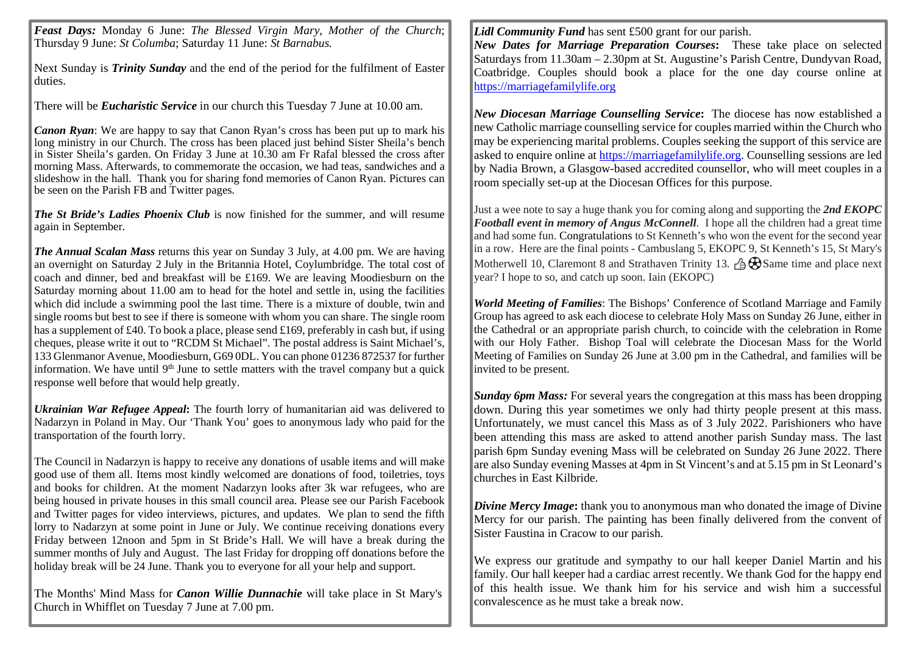***Feast Days:*** Monday 6 June: *The Blessed Virgin Mary, Mother of the Church*; Thursday 9 June: *St Columba*; Saturday 11 June: *St Barnabus.*

Next Sunday is ***Trinity Sunday*** and the end of the period for the fulfilment of Easter duties.

There will be ***Eucharistic Service*** in our church this Tuesday 7 June at 10.00 am.

***Canon Ryan***: We are happy to say that Canon Ryan's cross has been put up to mark his long ministry in our Church. The cross has been placed just behind Sister Sheila's bench in Sister Sheila's garden. On Friday 3 June at 10.30 am Fr Rafal blessed the cross after morning Mass. Afterwards, to commemorate the occasion, we had teas, sandwiches and a slideshow in the hall. Thank you for sharing fond memories of Canon Ryan. Pictures can be seen on the Parish FB and Twitter pages.

***The St Bride's Ladies Phoenix Club*** is now finished for the summer, and will resume again in September.

***The Annual Scalan Mass*** returns this year on Sunday 3 July, at 4.00 pm. We are having an overnight on Saturday 2 July in the Britannia Hotel, Coylumbridge. The total cost of coach and dinner, bed and breakfast will be £169. We are leaving Moodiesburn on the Saturday morning about 11.00 am to head for the hotel and settle in, using the facilities which did include a swimming pool the last time. There is a mixture of double, twin and single rooms but best to see if there is someone with whom you can share. The single room has a supplement of £40. To book a place, please send £169, preferably in cash but, if using cheques, please write it out to "RCDM St Michael". The postal address is Saint Michael's, 133 Glenmanor Avenue, Moodiesburn, G69 0DL. You can phone 01236 872537 for further information. We have until 9th June to settle matters with the travel company but a quick response well before that would help greatly.

***Ukrainian War Refugee Appeal*****:** The fourth lorry of humanitarian aid was delivered to Nadarzyn in Poland in May. Our 'Thank You' goes to anonymous lady who paid for the transportation of the fourth lorry.

The Council in Nadarzyn is happy to receive any donations of usable items and will make good use of them all. Items most kindly welcomed are donations of food, toiletries, toys and books for children. At the moment Nadarzyn looks after 3k war refugees, who are being housed in private houses in this small council area. Please see our Parish Facebook and Twitter pages for video interviews, pictures, and updates. We plan to send the fifth lorry to Nadarzyn at some point in June or July. We continue receiving donations every Friday between 12noon and 5pm in St Bride's Hall. We will have a break during the summer months of July and August. The last Friday for dropping off donations before the holiday break will be 24 June. Thank you to everyone for all your help and support.

The Months' Mind Mass for ***Canon Willie Dunnachie*** will take place in St Mary's Church in Whifflet on Tuesday 7 June at 7.00 pm.

***Lidl Community Fund*** has sent £500 grant for our parish.

***New Dates for Marriage Preparation Courses*****:** These take place on selected Saturdays from 11.30am – 2.30pm at St. Augustine's Parish Centre, Dundyvan Road, Coatbridge. Couples should book a place for the one day course online at https://marriagefamilylife.org

***New Diocesan Marriage Counselling Service*****:** The diocese has now established a new Catholic marriage counselling service for couples married within the Church who may be experiencing marital problems. Couples seeking the support of this service are asked to enquire online at https://marriagefamilylife.org. Counselling sessions are led by Nadia Brown, a Glasgow-based accredited counsellor, who will meet couples in a room specially set-up at the Diocesan Offices for this purpose.

Just a wee note to say a huge thank you for coming along and supporting the ***2nd EKOPC Football event in memory of Angus McConnell***. I hope all the children had a great time and had some fun. Congratulations to St Kenneth's who won the event for the second year in a row. Here are the final points - Cambuslang 5, EKOPC 9, St Kenneth's 15, St Mary's Motherwell 10, Claremont 8 and Strathaven Trinity 13. 👍⚽ Same time and place next year? I hope to so, and catch up soon. Iain (EKOPC)

***World Meeting of Families***: The Bishops' Conference of Scotland Marriage and Family Group has agreed to ask each diocese to celebrate Holy Mass on Sunday 26 June, either in the Cathedral or an appropriate parish church, to coincide with the celebration in Rome with our Holy Father. Bishop Toal will celebrate the Diocesan Mass for the World Meeting of Families on Sunday 26 June at 3.00 pm in the Cathedral, and families will be invited to be present.

***Sunday 6pm Mass:*** For several years the congregation at this mass has been dropping down. During this year sometimes we only had thirty people present at this mass. Unfortunately, we must cancel this Mass as of 3 July 2022. Parishioners who have been attending this mass are asked to attend another parish Sunday mass. The last parish 6pm Sunday evening Mass will be celebrated on Sunday 26 June 2022. There are also Sunday evening Masses at 4pm in St Vincent's and at 5.15 pm in St Leonard's churches in East Kilbride.

***Divine Mercy Image*****:** thank you to anonymous man who donated the image of Divine Mercy for our parish. The painting has been finally delivered from the convent of Sister Faustina in Cracow to our parish.

We express our gratitude and sympathy to our hall keeper Daniel Martin and his family. Our hall keeper had a cardiac arrest recently. We thank God for the happy end of this health issue. We thank him for his service and wish him a successful convalescence as he must take a break now.